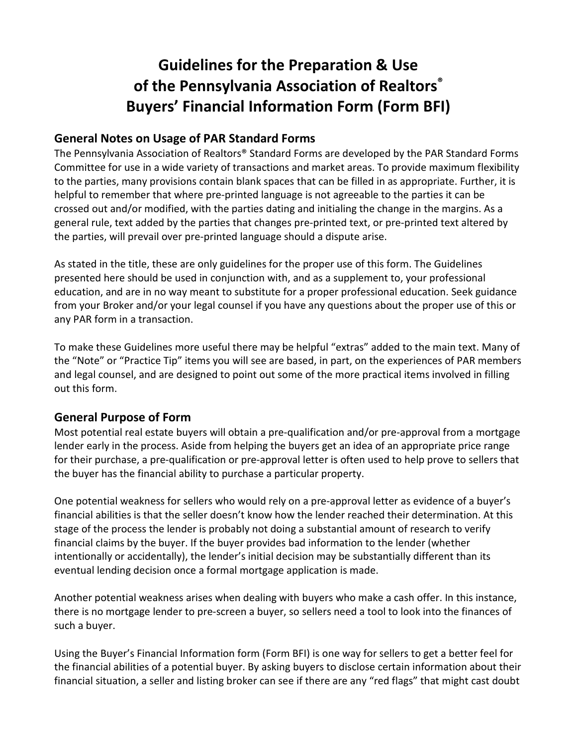# Guidelines for the Preparation & Use of the Pennsylvania Association of Realtors® Buyers' Financial Information Form (Form BFI)

## General Notes on Usage of PAR Standard Forms

The Pennsylvania Association of Realtors® Standard Forms are developed by the PAR Standard Forms Committee for use in a wide variety of transactions and market areas. To provide maximum flexibility to the parties, many provisions contain blank spaces that can be filled in as appropriate. Further, it is helpful to remember that where pre-printed language is not agreeable to the parties it can be crossed out and/or modified, with the parties dating and initialing the change in the margins. As a general rule, text added by the parties that changes pre-printed text, or pre-printed text altered by the parties, will prevail over pre-printed language should a dispute arise.

As stated in the title, these are only guidelines for the proper use of this form. The Guidelines presented here should be used in conjunction with, and as a supplement to, your professional education, and are in no way meant to substitute for a proper professional education. Seek guidance from your Broker and/or your legal counsel if you have any questions about the proper use of this or any PAR form in a transaction.

To make these Guidelines more useful there may be helpful "extras" added to the main text. Many of the "Note" or "Practice Tip" items you will see are based, in part, on the experiences of PAR members and legal counsel, and are designed to point out some of the more practical items involved in filling out this form.

## General Purpose of Form

Most potential real estate buyers will obtain a pre-qualification and/or pre-approval from a mortgage lender early in the process. Aside from helping the buyers get an idea of an appropriate price range for their purchase, a pre-qualification or pre-approval letter is often used to help prove to sellers that the buyer has the financial ability to purchase a particular property.

One potential weakness for sellers who would rely on a pre-approval letter as evidence of a buyer's financial abilities is that the seller doesn't know how the lender reached their determination. At this stage of the process the lender is probably not doing a substantial amount of research to verify financial claims by the buyer. If the buyer provides bad information to the lender (whether intentionally or accidentally), the lender's initial decision may be substantially different than its eventual lending decision once a formal mortgage application is made.

Another potential weakness arises when dealing with buyers who make a cash offer. In this instance, there is no mortgage lender to pre-screen a buyer, so sellers need a tool to look into the finances of such a buyer.

Using the Buyer's Financial Information form (Form BFI) is one way for sellers to get a better feel for the financial abilities of a potential buyer. By asking buyers to disclose certain information about their financial situation, a seller and listing broker can see if there are any "red flags" that might cast doubt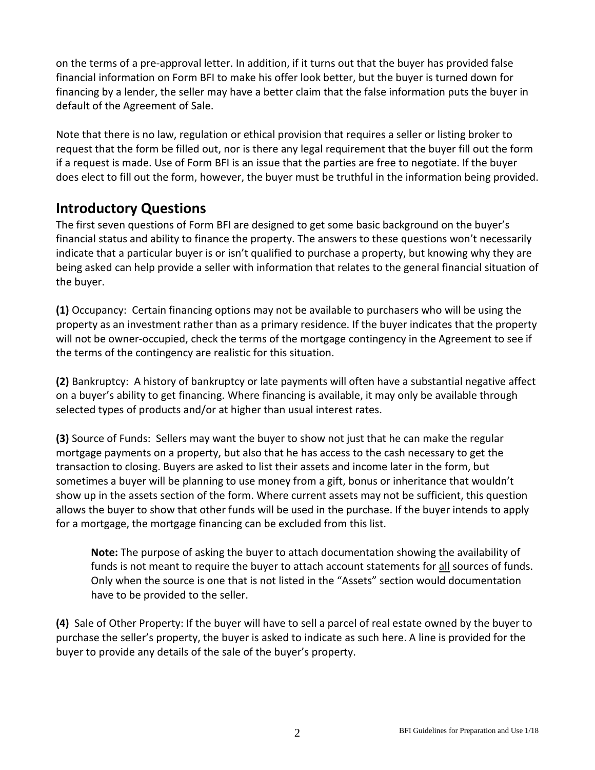on the terms of a pre-approval letter. In addition, if it turns out that the buyer has provided false financial information on Form BFI to make his offer look better, but the buyer is turned down for financing by a lender, the seller may have a better claim that the false information puts the buyer in default of the Agreement of Sale.

Note that there is no law, regulation or ethical provision that requires a seller or listing broker to request that the form be filled out, nor is there any legal requirement that the buyer fill out the form if a request is made. Use of Form BFI is an issue that the parties are free to negotiate. If the buyer does elect to fill out the form, however, the buyer must be truthful in the information being provided.

## Introductory Questions

The first seven questions of Form BFI are designed to get some basic background on the buyer's financial status and ability to finance the property. The answers to these questions won't necessarily indicate that a particular buyer is or isn't qualified to purchase a property, but knowing why they are being asked can help provide a seller with information that relates to the general financial situation of the buyer.

**(1)** Occupancy: Certain financing options may not be available to purchasers who will be using the property as an investment rather than as a primary residence. If the buyer indicates that the property will not be owner-occupied, check the terms of the mortgage contingency in the Agreement to see if the terms of the contingency are realistic for this situation.

**(2)** Bankruptcy: A history of bankruptcy or late payments will often have a substantial negative affect on a buyer's ability to get financing. Where financing is available, it may only be available through selected types of products and/or at higher than usual interest rates.

**(3)** Source of Funds: Sellers may want the buyer to show not just that he can make the regular mortgage payments on a property, but also that he has access to the cash necessary to get the transaction to closing. Buyers are asked to list their assets and income later in the form, but sometimes a buyer will be planning to use money from a gift, bonus or inheritance that wouldn't show up in the assets section of the form. Where current assets may not be sufficient, this question allows the buyer to show that other funds will be used in the purchase. If the buyer intends to apply for a mortgage, the mortgage financing can be excluded from this list.

> **Note:** The purpose of asking the buyer to attach documentation showing the availability of funds is not meant to require the buyer to attach account statements for all sources of funds. Only when the source is one that is not listed in the "Assets" section would documentation have to be provided to the seller.

**(4)** Sale of Other Property: If the buyer will have to sell a parcel of real estate owned by the buyer to purchase the seller's property, the buyer is asked to indicate as such here. A line is provided for the buyer to provide any details of the sale of the buyer's property.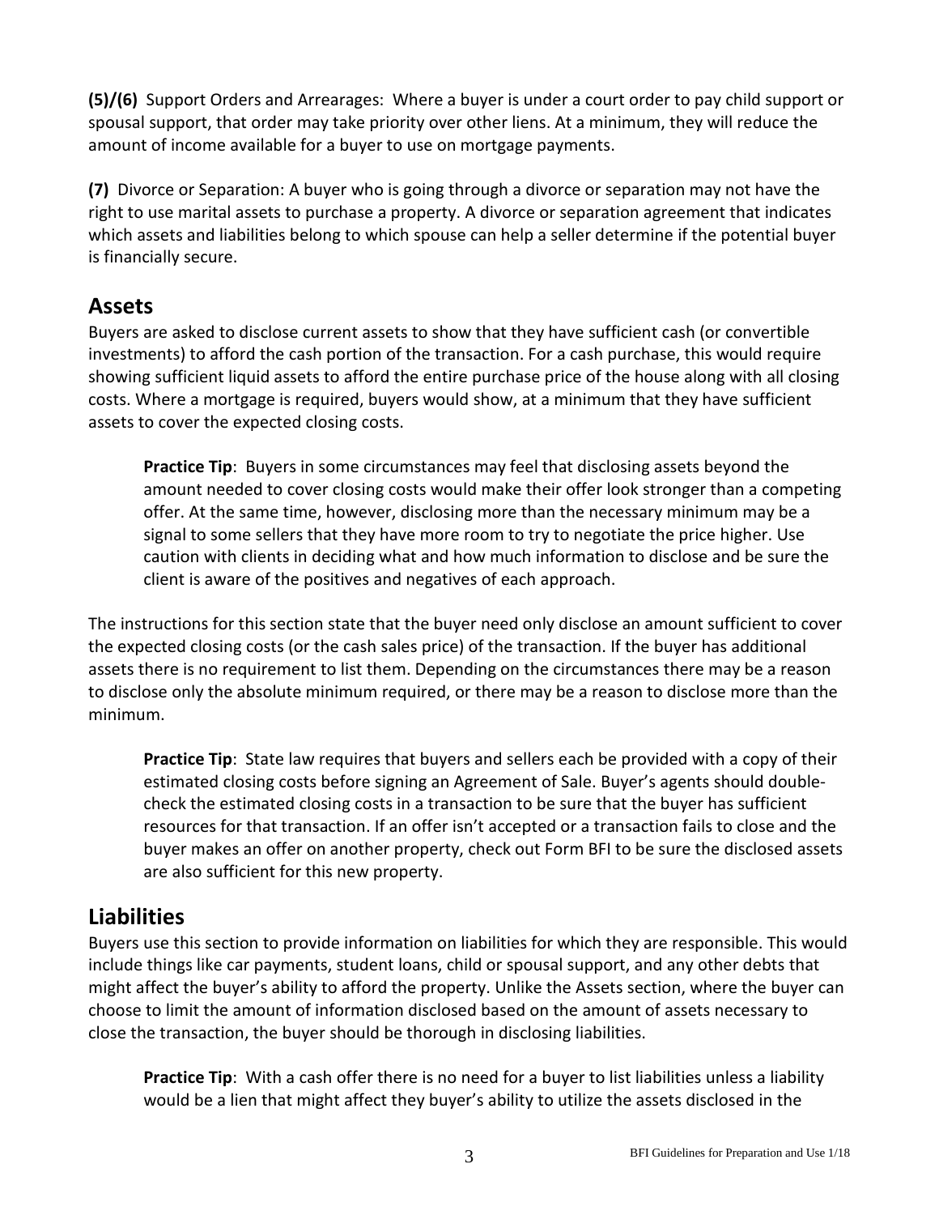**(5)/(6)** Support Orders and Arrearages: Where a buyer is under a court order to pay child support or spousal support, that order may take priority over other liens. At a minimum, they will reduce the amount of income available for a buyer to use on mortgage payments.

**(7)** Divorce or Separation: A buyer who is going through a divorce or separation may not have the right to use marital assets to purchase a property. A divorce or separation agreement that indicates which assets and liabilities belong to which spouse can help a seller determine if the potential buyer is financially secure.

## Assets

Buyers are asked to disclose current assets to show that they have sufficient cash (or convertible investments) to afford the cash portion of the transaction. For a cash purchase, this would require showing sufficient liquid assets to afford the entire purchase price of the house along with all closing costs. Where a mortgage is required, buyers would show, at a minimum that they have sufficient assets to cover the expected closing costs.

> **Practice Tip**: Buyers in some circumstances may feel that disclosing assets beyond the amount needed to cover closing costs would make their offer look stronger than a competing offer. At the same time, however, disclosing more than the necessary minimum may be a signal to some sellers that they have more room to try to negotiate the price higher. Use caution with clients in deciding what and how much information to disclose and be sure the client is aware of the positives and negatives of each approach.

The instructions for this section state that the buyer need only disclose an amount sufficient to cover the expected closing costs (or the cash sales price) of the transaction. If the buyer has additional assets there is no requirement to list them. Depending on the circumstances there may be a reason to disclose only the absolute minimum required, or there may be a reason to disclose more than the minimum.

> **Practice Tip**: State law requires that buyers and sellers each be provided with a copy of their estimated closing costs before signing an Agreement of Sale. Buyer's agents should double-check the estimated closing costs in a transaction to be sure that the buyer has sufficient resources for that transaction. If an offer isn't accepted or a transaction fails to close and the buyer makes an offer on another property, check out Form BFI to be sure the disclosed assets are also sufficient for this new property.

## Liabilities

Buyers use this section to provide information on liabilities for which they are responsible. This would include things like car payments, student loans, child or spousal support, and any other debts that might affect the buyer's ability to afford the property. Unlike the Assets section, where the buyer can choose to limit the amount of information disclosed based on the amount of assets necessary to close the transaction, the buyer should be thorough in disclosing liabilities.

> **Practice Tip**: With a cash offer there is no need for a buyer to list liabilities unless a liability would be a lien that might affect they buyer's ability to utilize the assets disclosed in the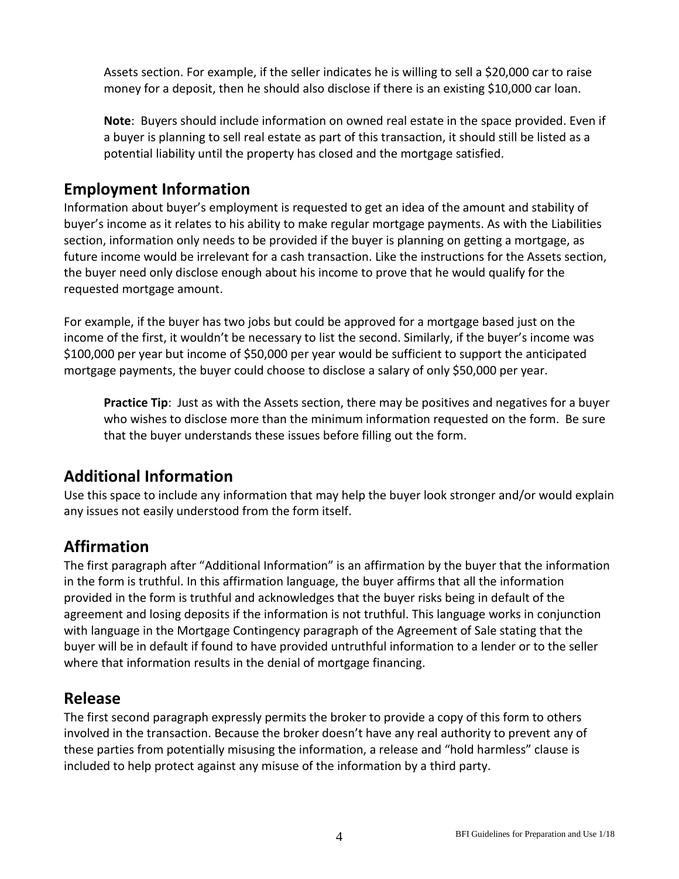Assets section. For example, if the seller indicates he is willing to sell a $20,000 car to raise money for a deposit, then he should also disclose if there is an existing $10,000 car loan.

> **Note**: Buyers should include information on owned real estate in the space provided. Even if a buyer is planning to sell real estate as part of this transaction, it should still be listed as a potential liability until the property has closed and the mortgage satisfied.

## Employment Information

Information about buyer's employment is requested to get an idea of the amount and stability of buyer's income as it relates to his ability to make regular mortgage payments. As with the Liabilities section, information only needs to be provided if the buyer is planning on getting a mortgage, as future income would be irrelevant for a cash transaction. Like the instructions for the Assets section, the buyer need only disclose enough about his income to prove that he would qualify for the requested mortgage amount.

For example, if the buyer has two jobs but could be approved for a mortgage based just on the income of the first, it wouldn't be necessary to list the second. Similarly, if the buyer's income was $100,000 per year but income of $50,000 per year would be sufficient to support the anticipated mortgage payments, the buyer could choose to disclose a salary of only $50,000 per year.

> **Practice Tip**: Just as with the Assets section, there may be positives and negatives for a buyer who wishes to disclose more than the minimum information requested on the form. Be sure that the buyer understands these issues before filling out the form.

## Additional Information

Use this space to include any information that may help the buyer look stronger and/or would explain any issues not easily understood from the form itself.

## Affirmation

The first paragraph after "Additional Information" is an affirmation by the buyer that the information in the form is truthful. In this affirmation language, the buyer affirms that all the information provided in the form is truthful and acknowledges that the buyer risks being in default of the agreement and losing deposits if the information is not truthful. This language works in conjunction with language in the Mortgage Contingency paragraph of the Agreement of Sale stating that the buyer will be in default if found to have provided untruthful information to a lender or to the seller where that information results in the denial of mortgage financing.

## Release

The first second paragraph expressly permits the broker to provide a copy of this form to others involved in the transaction. Because the broker doesn't have any real authority to prevent any of these parties from potentially misusing the information, a release and "hold harmless" clause is included to help protect against any misuse of the information by a third party.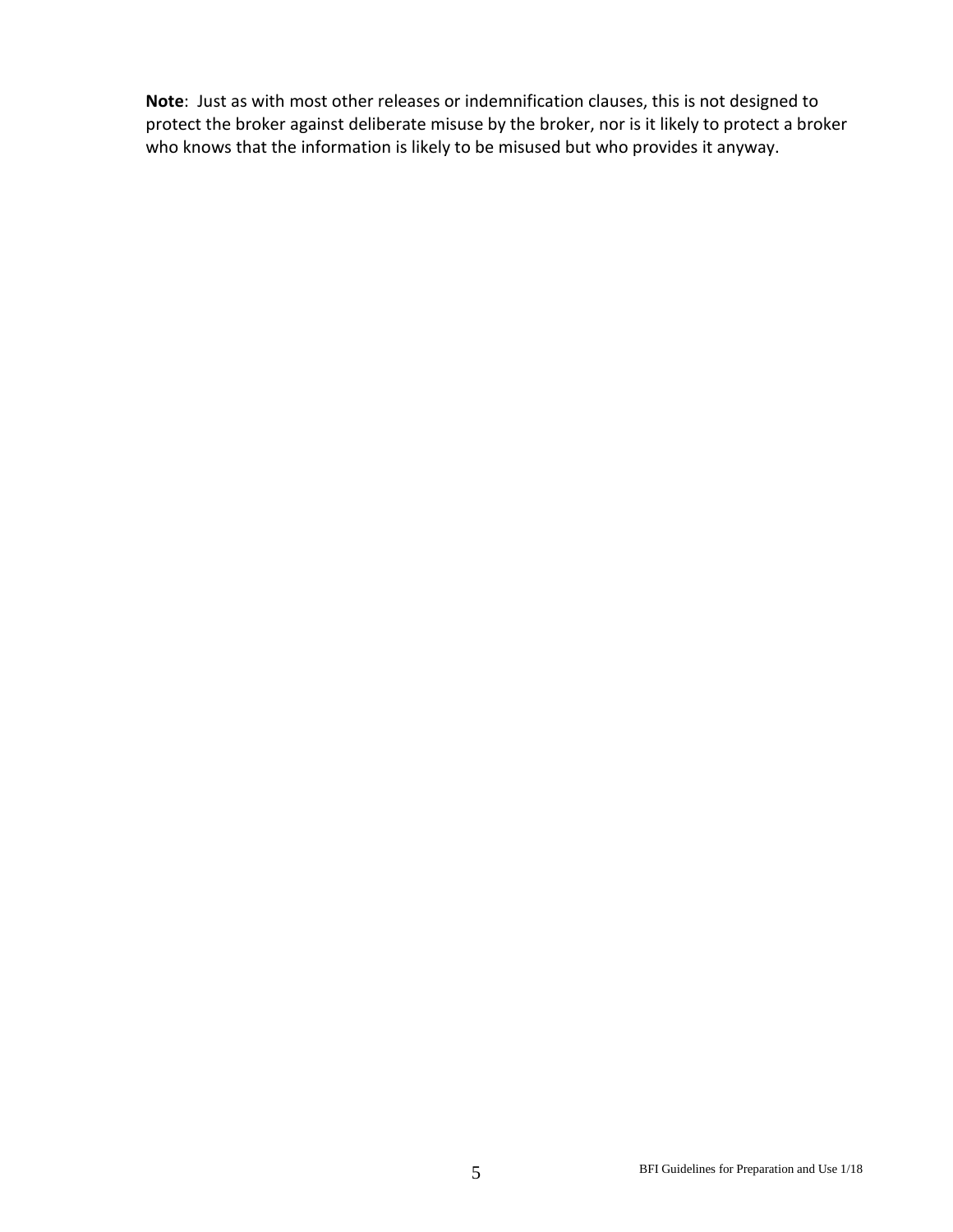**Note**: Just as with most other releases or indemnification clauses, this is not designed to protect the broker against deliberate misuse by the broker, nor is it likely to protect a broker who knows that the information is likely to be misused but who provides it anyway.